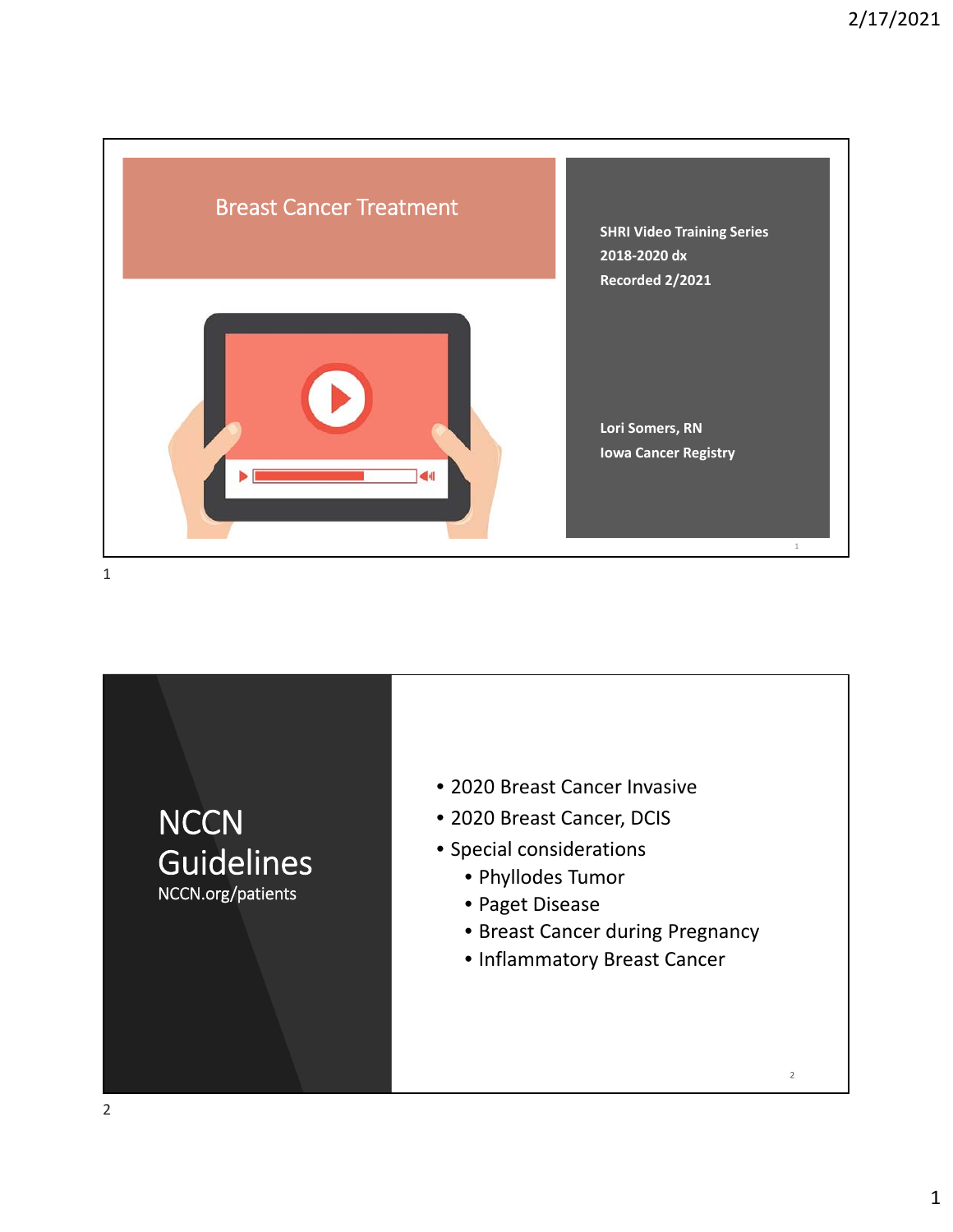# Breast Cancer Treatment

**SHRI Video Training Series**
**2018-2020 dx**
**Recorded 2/2021**

**Lori Somers, RN**
**Iowa Cancer Registry**

---

# NCCN Guidelines

NCCN.org/patients

- 2020 Breast Cancer Invasive
- 2020 Breast Cancer, DCIS
- Special considerations
  - Phyllodes Tumor
  - Paget Disease
  - Breast Cancer during Pregnancy
  - Inflammatory Breast Cancer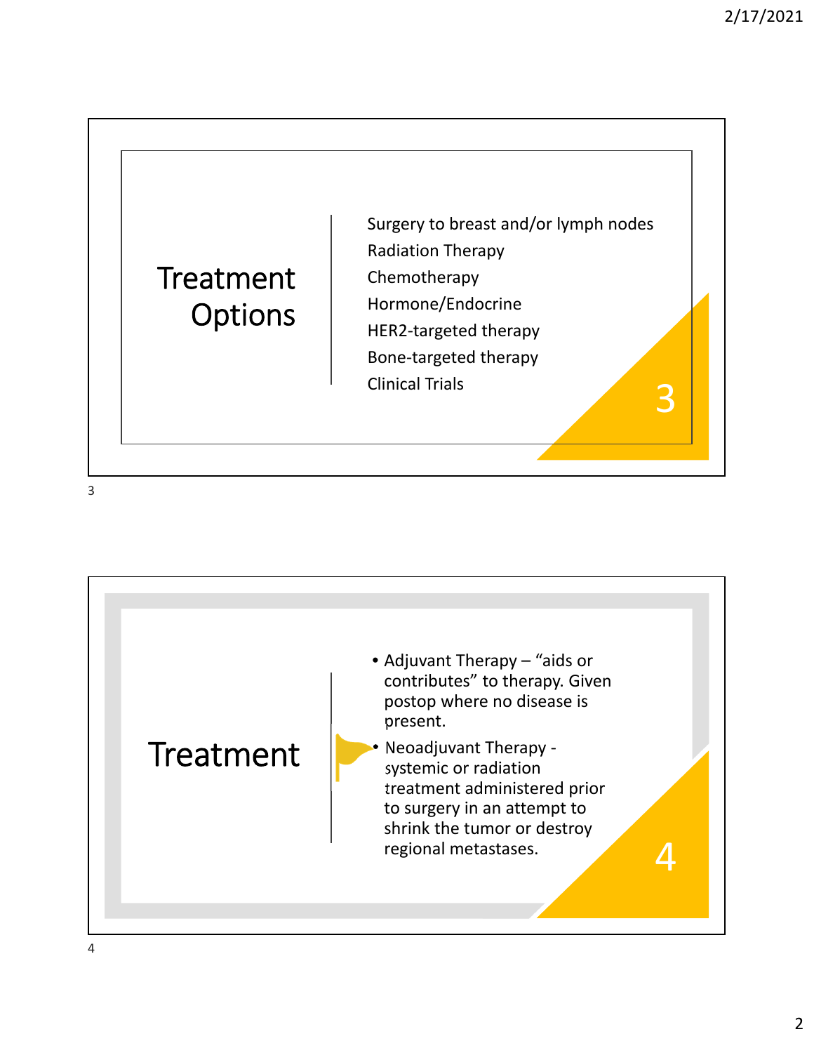# Treatment Options

- Surgery to breast and/or lymph nodes
- Radiation Therapy
- Chemotherapy
- Hormone/Endocrine
- HER2-targeted therapy
- Bone-targeted therapy
- Clinical Trials

# Treatment

- Adjuvant Therapy – "aids or contributes" to therapy. Given postop where no disease is present.
- Neoadjuvant Therapy - systemic or radiation treatment administered prior to surgery in an attempt to shrink the tumor or destroy regional metastases.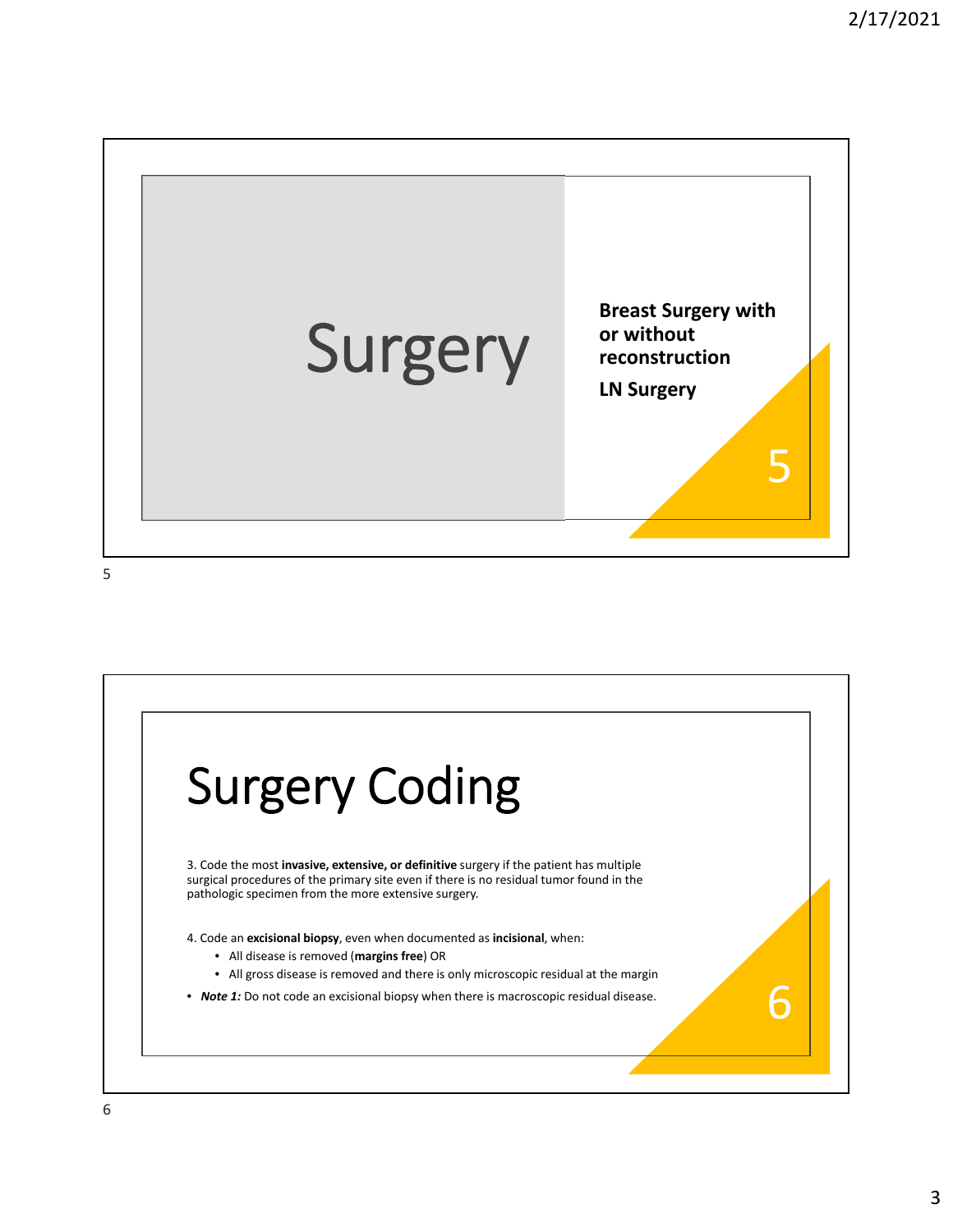# Surgery

**Breast Surgery with or without reconstruction**

**LN Surgery**

# Surgery Coding

3. Code the most **invasive, extensive, or definitive** surgery if the patient has multiple surgical procedures of the primary site even if there is no residual tumor found in the pathologic specimen from the more extensive surgery.

4. Code an **excisional biopsy**, even when documented as **incisional**, when:

- All disease is removed (**margins free**) OR
- All gross disease is removed and there is only microscopic residual at the margin

- ***Note 1:*** Do not code an excisional biopsy when there is macroscopic residual disease.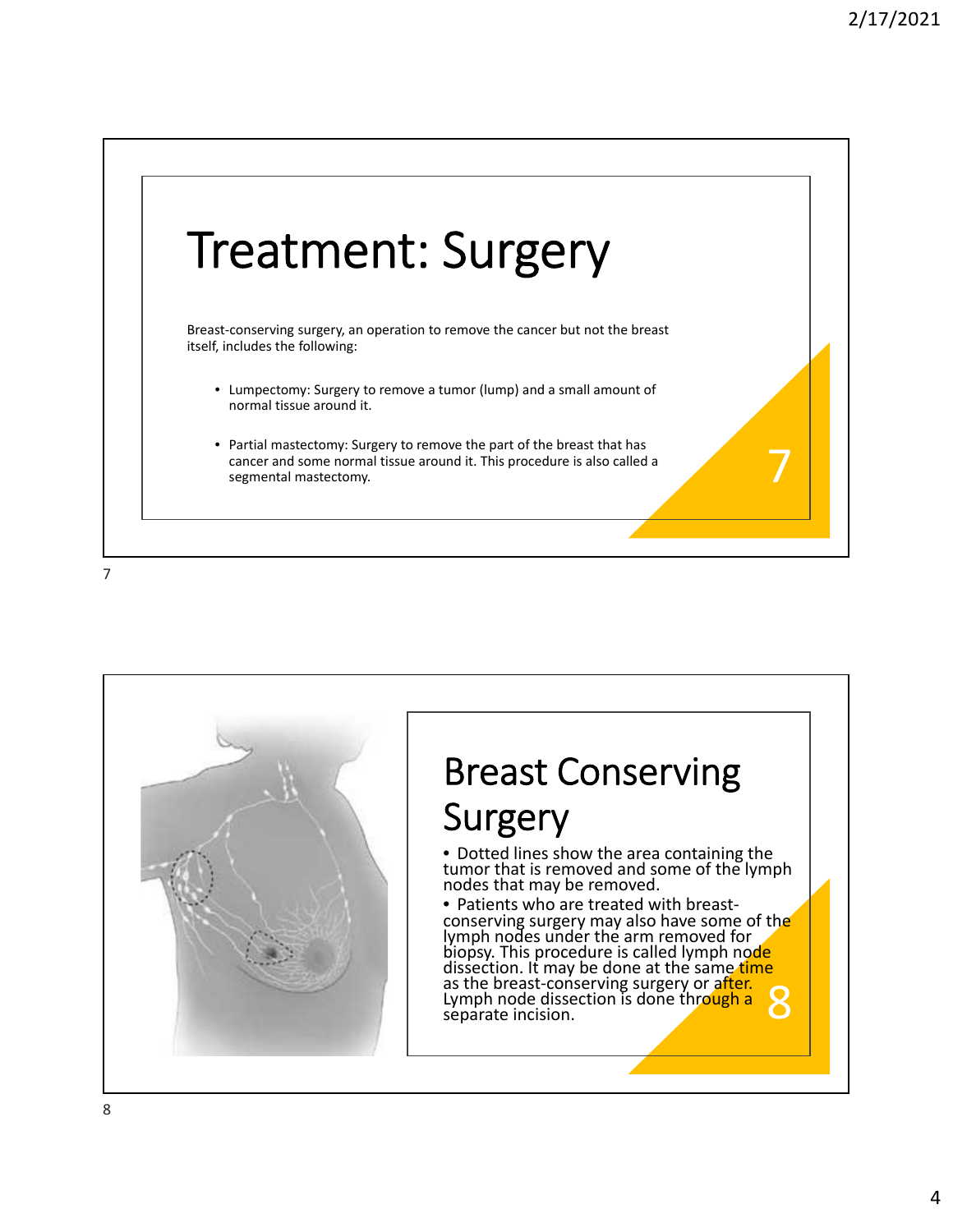# Treatment: Surgery

Breast-conserving surgery, an operation to remove the cancer but not the breast itself, includes the following:

- Lumpectomy: Surgery to remove a tumor (lump) and a small amount of normal tissue around it.
- Partial mastectomy: Surgery to remove the part of the breast that has cancer and some normal tissue around it. This procedure is also called a segmental mastectomy.

# Breast Conserving Surgery

- Dotted lines show the area containing the tumor that is removed and some of the lymph nodes that may be removed.
- Patients who are treated with breast-conserving surgery may also have some of the lymph nodes under the arm removed for biopsy. This procedure is called lymph node dissection. It may be done at the same time as the breast-conserving surgery or after. Lymph node dissection is done through a separate incision.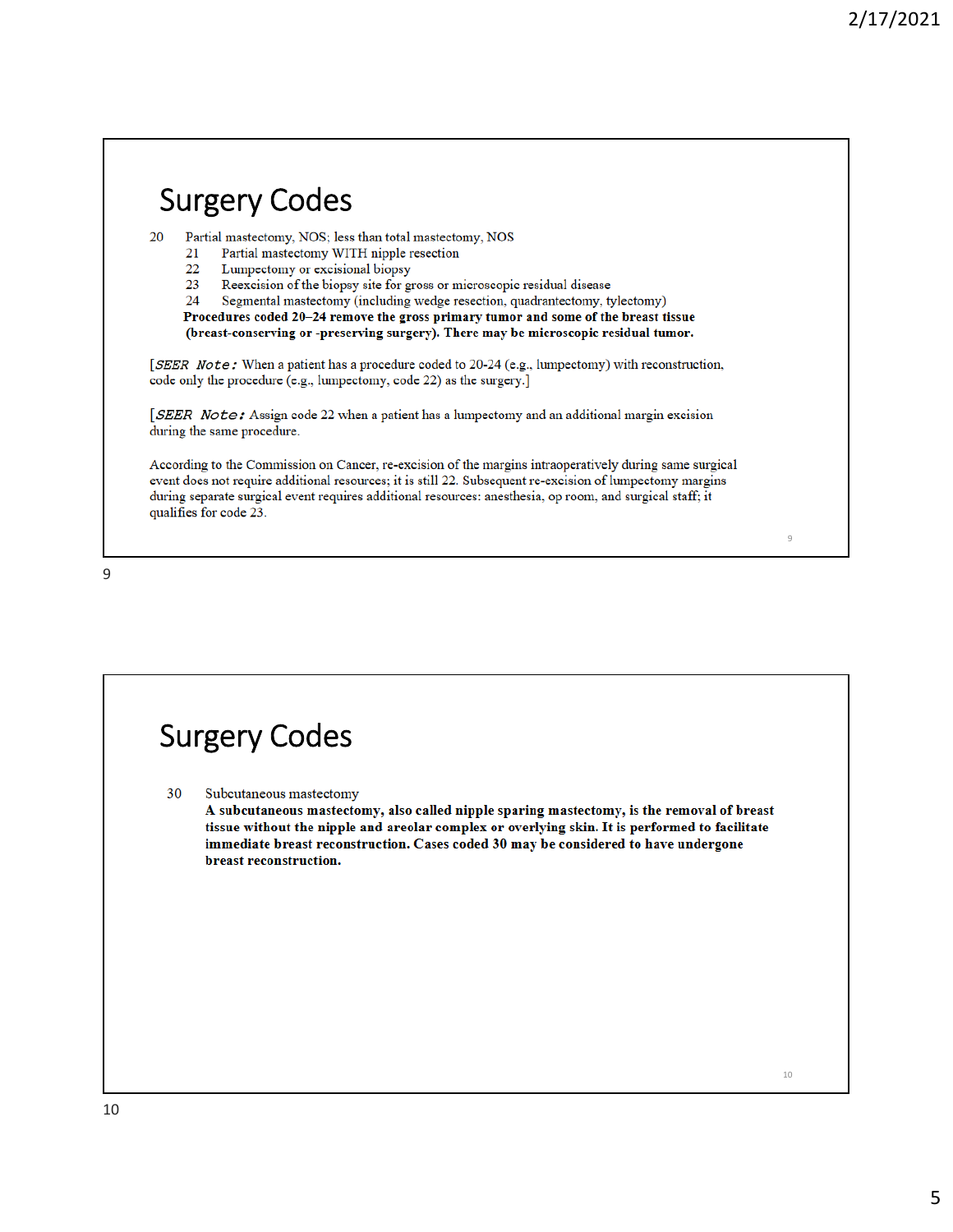## Surgery Codes

20 Partial mastectomy, NOS; less than total mastectomy, NOS
- 21 Partial mastectomy WITH nipple resection
- 22 Lumpectomy or excisional biopsy
- 23 Reexcision of the biopsy site for gross or microscopic residual disease
- 24 Segmental mastectomy (including wedge resection, quadrantectomy, tylectomy)

**Procedures coded 20–24 remove the gross primary tumor and some of the breast tissue (breast-conserving or -preserving surgery). There may be microscopic residual tumor.**

[*SEER Note:* When a patient has a procedure coded to 20-24 (e.g., lumpectomy) with reconstruction, code only the procedure (e.g., lumpectomy, code 22) as the surgery.]

[*SEER Note:* Assign code 22 when a patient has a lumpectomy and an additional margin excision during the same procedure.

According to the Commission on Cancer, re-excision of the margins intraoperatively during same surgical event does not require additional resources; it is still 22. Subsequent re-excision of lumpectomy margins during separate surgical event requires additional resources: anesthesia, op room, and surgical staff; it qualifies for code 23.

## Surgery Codes

30 Subcutaneous mastectomy

**A subcutaneous mastectomy, also called nipple sparing mastectomy, is the removal of breast tissue without the nipple and areolar complex or overlying skin. It is performed to facilitate immediate breast reconstruction. Cases coded 30 may be considered to have undergone breast reconstruction.**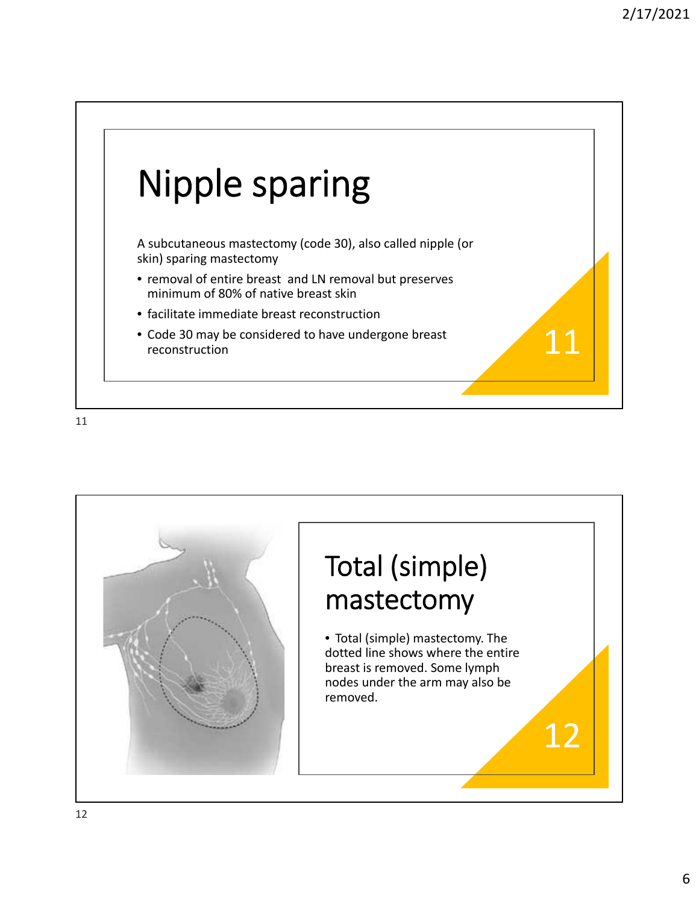# Nipple sparing

A subcutaneous mastectomy (code 30), also called nipple (or skin) sparing mastectomy

- removal of entire breast  and LN removal but preserves minimum of 80% of native breast skin
- facilitate immediate breast reconstruction
- Code 30 may be considered to have undergone breast reconstruction

# Total (simple) mastectomy

- Total (simple) mastectomy. The dotted line shows where the entire breast is removed. Some lymph nodes under the arm may also be removed.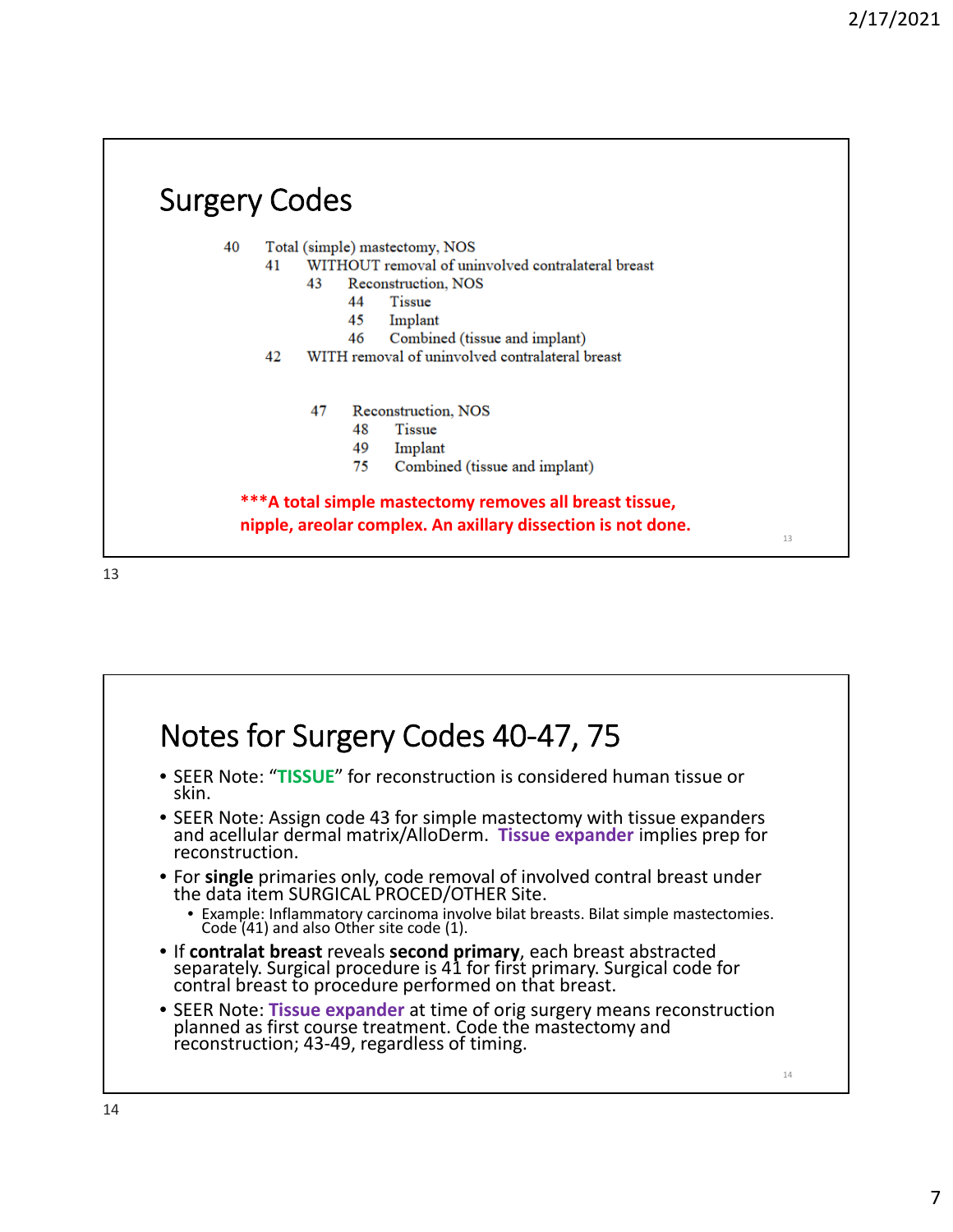## Surgery Codes

- 40 Total (simple) mastectomy, NOS
  - 41 WITHOUT removal of uninvolved contralateral breast
    - 43 Reconstruction, NOS
      - 44 Tissue
      - 45 Implant
      - 46 Combined (tissue and implant)
  - 42 WITH removal of uninvolved contralateral breast
    - 47 Reconstruction, NOS
      - 48 Tissue
      - 49 Implant
      - 75 Combined (tissue and implant)

**\*\*\*A total simple mastectomy removes all breast tissue, nipple, areolar complex. An axillary dissection is not done.**

## Notes for Surgery Codes 40-47, 75

- SEER Note: "**TISSUE**" for reconstruction is considered human tissue or skin.
- SEER Note: Assign code 43 for simple mastectomy with tissue expanders and acellular dermal matrix/AlloDerm. **Tissue expander** implies prep for reconstruction.
- For **single** primaries only, code removal of involved contral breast under the data item SURGICAL PROCED/OTHER Site.
  - Example: Inflammatory carcinoma involve bilat breasts. Bilat simple mastectomies. Code (41) and also Other site code (1).
- If **contralat breast** reveals **second primary**, each breast abstracted separately. Surgical procedure is 41 for first primary. Surgical code for contral breast to procedure performed on that breast.
- SEER Note: **Tissue expander** at time of orig surgery means reconstruction planned as first course treatment. Code the mastectomy and reconstruction; 43-49, regardless of timing.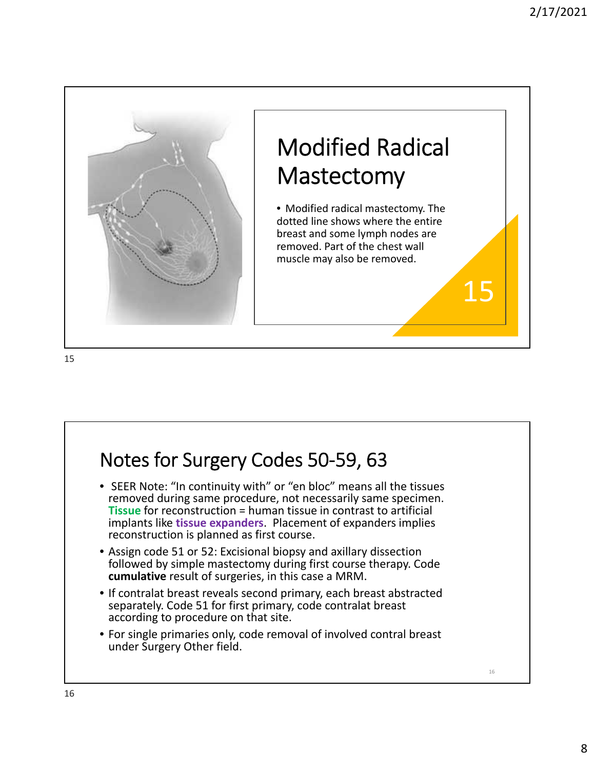## Modified Radical Mastectomy

- Modified radical mastectomy. The dotted line shows where the entire breast and some lymph nodes are removed. Part of the chest wall muscle may also be removed.

## Notes for Surgery Codes 50-59, 63

- SEER Note: "In continuity with" or "en bloc" means all the tissues removed during same procedure, not necessarily same specimen. **Tissue** for reconstruction = human tissue in contrast to artificial implants like **tissue expanders**. Placement of expanders implies reconstruction is planned as first course.
- Assign code 51 or 52: Excisional biopsy and axillary dissection followed by simple mastectomy during first course therapy. Code **cumulative** result of surgeries, in this case a MRM.
- If contralat breast reveals second primary, each breast abstracted separately. Code 51 for first primary, code contralat breast according to procedure on that site.
- For single primaries only, code removal of involved contral breast under Surgery Other field.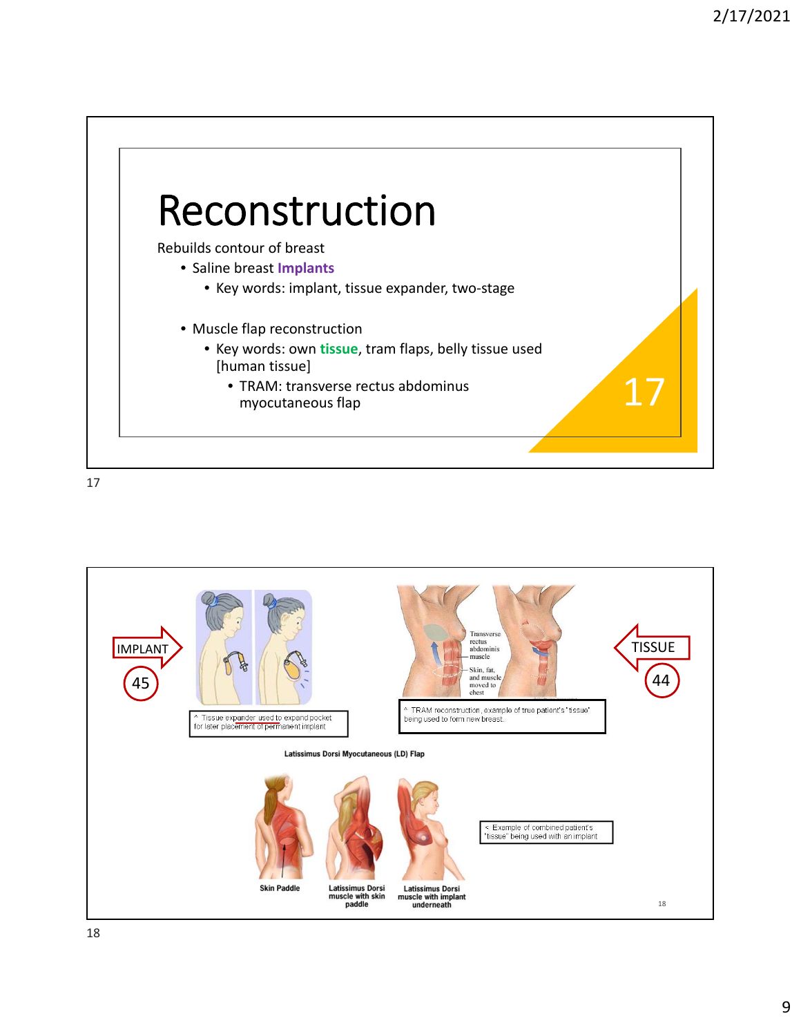# Reconstruction

Rebuilds contour of breast

- Saline breast **Implants**
  - Key words: implant, tissue expander, two-stage
- Muscle flap reconstruction
  - Key words: own **tissue**, tram flaps, belly tissue used [human tissue]
    - TRAM: transverse rectus abdominus myocutaneous flap

---

IMPLANT 45

^ Tissue expander used to expand pocket for later placement of permanent implant

Transverse rectus abdominis muscle

Skin, fat, and muscle moved to chest

^ TRAM reconstruction, example of true patient's "tissue" being used to form new breast.

TISSUE 44

**Latissimus Dorsi Myocutaneous (LD) Flap**

**Skin Paddle** | **Latissimus Dorsi muscle with skin paddle** | **Latissimus Dorsi muscle with implant underneath**

< Example of combined patient's "tissue" being used with an implant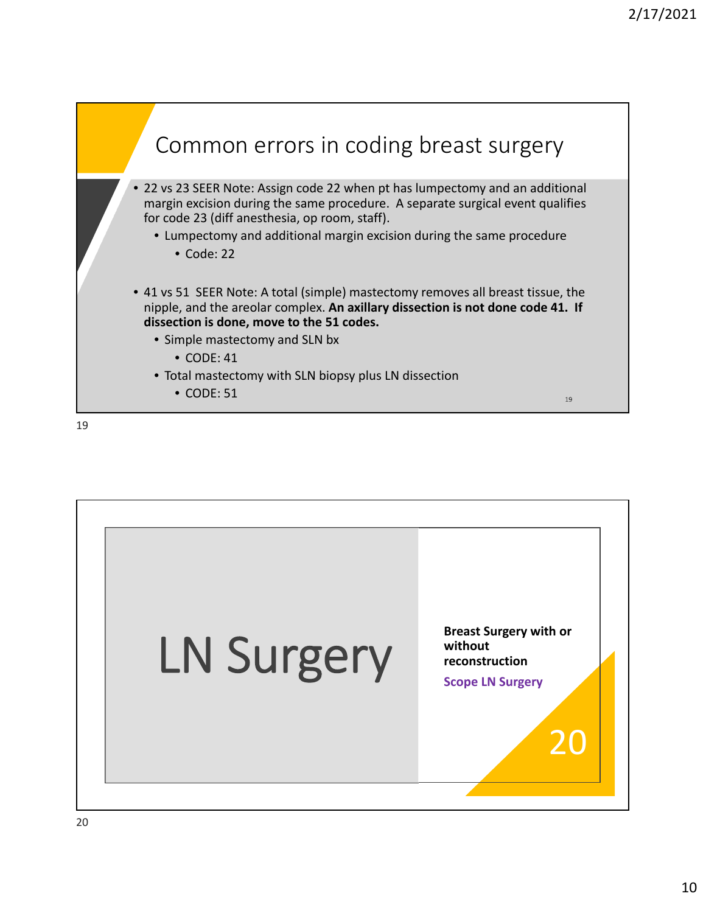## Common errors in coding breast surgery

- 22 vs 23 SEER Note: Assign code 22 when pt has lumpectomy and an additional margin excision during the same procedure. A separate surgical event qualifies for code 23 (diff anesthesia, op room, staff).
  - Lumpectomy and additional margin excision during the same procedure
    - Code: 22

- 41 vs 51 SEER Note: A total (simple) mastectomy removes all breast tissue, the nipple, and the areolar complex. **An axillary dissection is not done code 41. If dissection is done, move to the 51 codes.**
  - Simple mastectomy and SLN bx
    - CODE: 41
  - Total mastectomy with SLN biopsy plus LN dissection
    - CODE: 51

# LN Surgery

**Breast Surgery with or without reconstruction**

Scope LN Surgery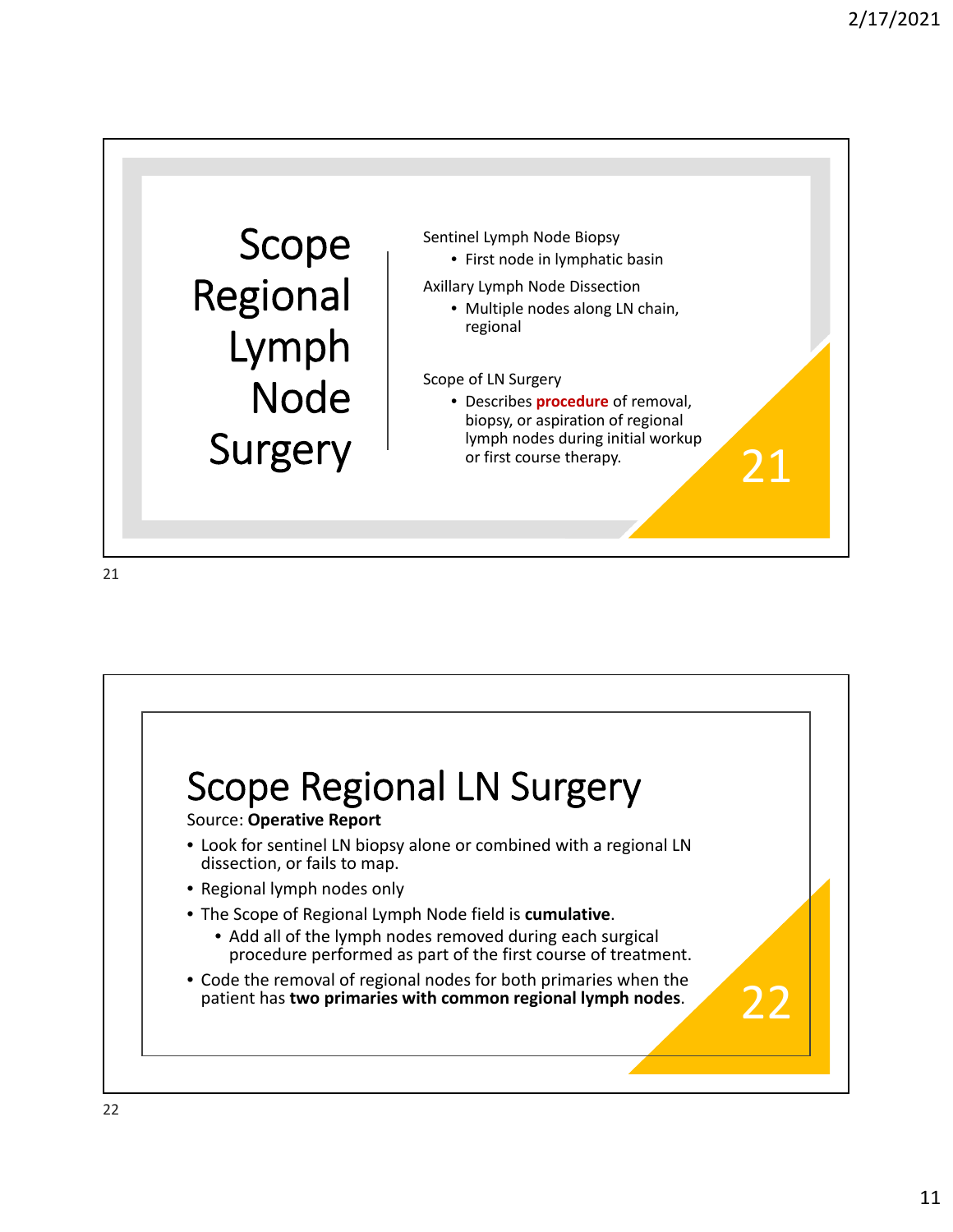# Scope Regional Lymph Node Surgery

Sentinel Lymph Node Biopsy

- First node in lymphatic basin

Axillary Lymph Node Dissection

- Multiple nodes along LN chain, regional

Scope of LN Surgery

- Describes **procedure** of removal, biopsy, or aspiration of regional lymph nodes during initial workup or first course therapy.

# Scope Regional LN Surgery

Source: **Operative Report**

- Look for sentinel LN biopsy alone or combined with a regional LN dissection, or fails to map.
- Regional lymph nodes only
- The Scope of Regional Lymph Node field is **cumulative**.
  - Add all of the lymph nodes removed during each surgical procedure performed as part of the first course of treatment.
- Code the removal of regional nodes for both primaries when the patient has **two primaries with common regional lymph nodes**.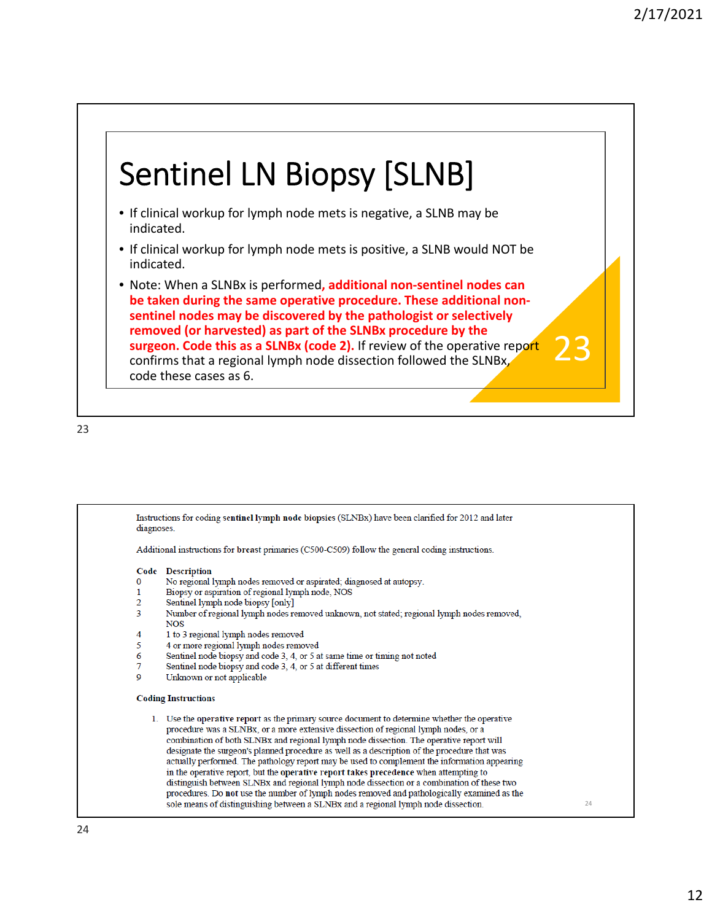# Sentinel LN Biopsy [SLNB]

- If clinical workup for lymph node mets is negative, a SLNB may be indicated.
- If clinical workup for lymph node mets is positive, a SLNB would NOT be indicated.
- Note: When a SLNBx is performed, **additional non-sentinel nodes can be taken during the same operative procedure. These additional non-sentinel nodes may be discovered by the pathologist or selectively removed (or harvested) as part of the SLNBx procedure by the surgeon. Code this as a SLNBx (code 2).** If review of the operative report confirms that a regional lymph node dissection followed the SLNBx, code these cases as 6.

---

Instructions for coding **sentinel lymph node biopsies** (SLNBx) have been clarified for 2012 and later diagnoses.

Additional instructions for breast primaries (C500-C509) follow the general coding instructions.

| Code | Description |
|---|---|
| 0 | No regional lymph nodes removed or aspirated; diagnosed at autopsy. |
| 1 | Biopsy or aspiration of regional lymph node, NOS |
| 2 | Sentinel lymph node biopsy [only] |
| 3 | Number of regional lymph nodes removed unknown, not stated; regional lymph nodes removed, NOS |
| 4 | 1 to 3 regional lymph nodes removed |
| 5 | 4 or more regional lymph nodes removed |
| 6 | Sentinel node biopsy and code 3, 4, or 5 at same time or timing not noted |
| 7 | Sentinel node biopsy and code 3, 4, or 5 at different times |
| 9 | Unknown or not applicable |

**Coding Instructions**

1. Use the **operative report** as the primary source document to determine whether the operative procedure was a SLNBx, or a more extensive dissection of regional lymph nodes, or a combination of both SLNBx and regional lymph node dissection. The operative report will designate the surgeon's planned procedure as well as a description of the procedure that was actually performed. The pathology report may be used to complement the information appearing in the operative report, but the **operative report takes precedence** when attempting to distinguish between SLNBx and regional lymph node dissection or a combination of these two procedures. Do **not** use the number of lymph nodes removed and pathologically examined as the sole means of distinguishing between a SLNBx and a regional lymph node dissection.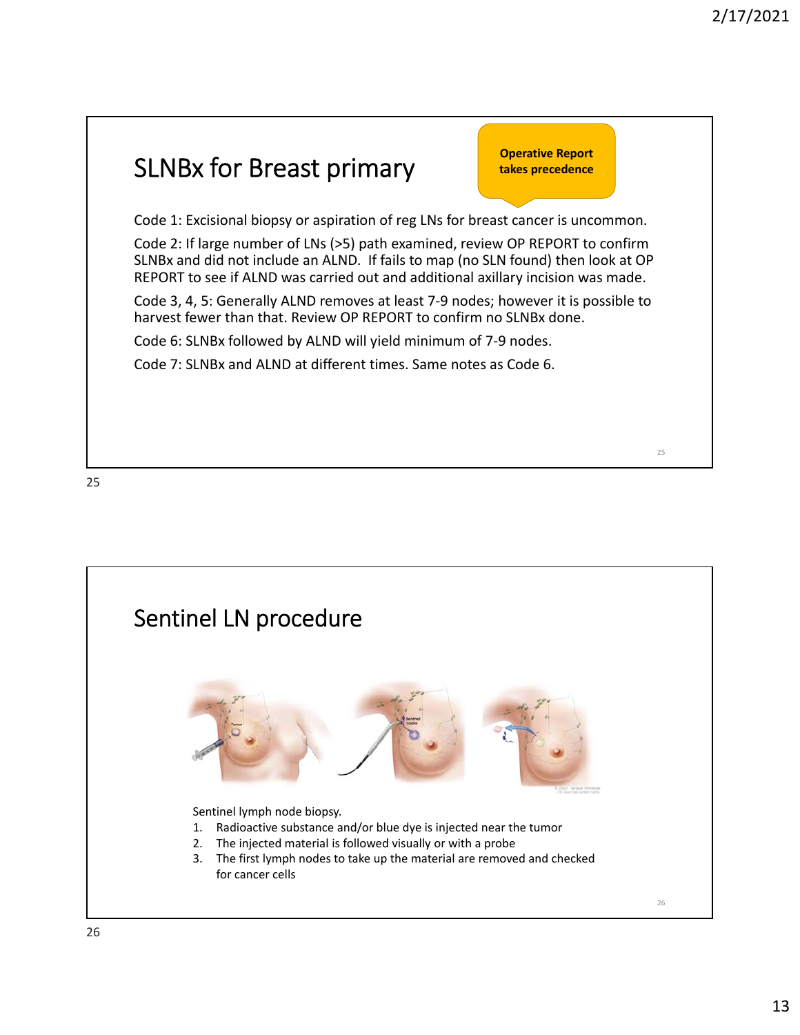## SLNBx for Breast primary

**Operative Report takes precedence**

Code 1: Excisional biopsy or aspiration of reg LNs for breast cancer is uncommon.

Code 2: If large number of LNs (>5) path examined, review OP REPORT to confirm SLNBx and did not include an ALND. If fails to map (no SLN found) then look at OP REPORT to see if ALND was carried out and additional axillary incision was made.

Code 3, 4, 5: Generally ALND removes at least 7-9 nodes; however it is possible to harvest fewer than that. Review OP REPORT to confirm no SLNBx done.

Code 6: SLNBx followed by ALND will yield minimum of 7-9 nodes.

Code 7: SLNBx and ALND at different times. Same notes as Code 6.

## Sentinel LN procedure

Sentinel lymph node biopsy.

1. Radioactive substance and/or blue dye is injected near the tumor
2. The injected material is followed visually or with a probe
3. The first lymph nodes to take up the material are removed and checked for cancer cells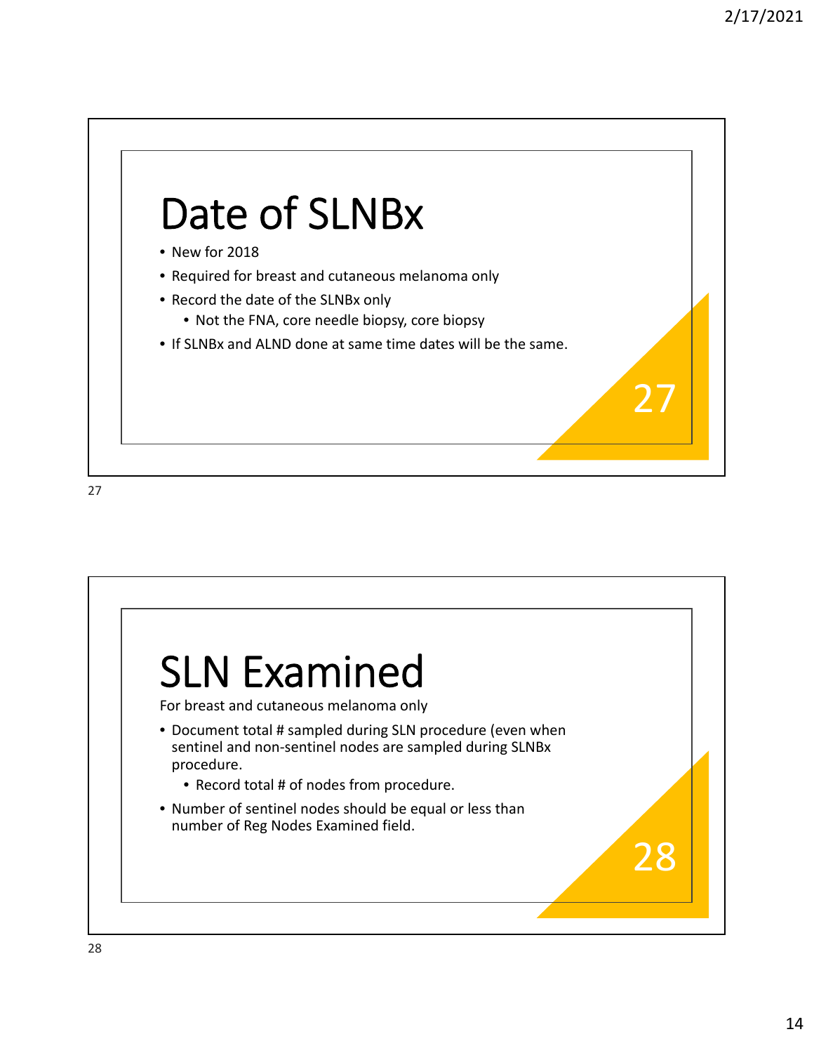# Date of SLNBx

- New for 2018
- Required for breast and cutaneous melanoma only
- Record the date of the SLNBx only
  - Not the FNA, core needle biopsy, core biopsy
- If SLNBx and ALND done at same time dates will be the same.

# SLN Examined

For breast and cutaneous melanoma only

- Document total # sampled during SLN procedure (even when sentinel and non-sentinel nodes are sampled during SLNBx procedure.
  - Record total # of nodes from procedure.
- Number of sentinel nodes should be equal or less than number of Reg Nodes Examined field.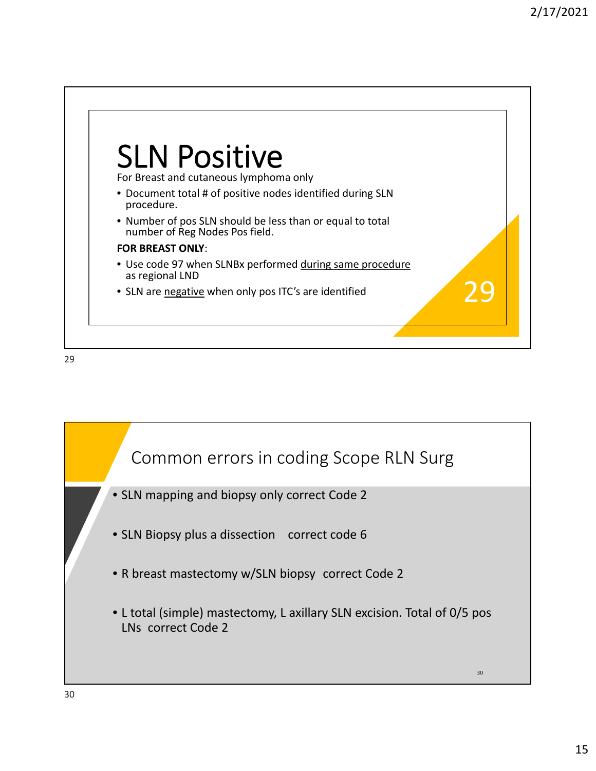# SLN Positive

For Breast and cutaneous lymphoma only

- Document total # of positive nodes identified during SLN procedure.
- Number of pos SLN should be less than or equal to total number of Reg Nodes Pos field.

**FOR BREAST ONLY**:

- Use code 97 when SLNBx performed during same procedure as regional LND
- SLN are negative when only pos ITC's are identified

## Common errors in coding Scope RLN Surg

- SLN mapping and biopsy only correct Code 2
- SLN Biopsy plus a dissection correct code 6
- R breast mastectomy w/SLN biopsy correct Code 2
- L total (simple) mastectomy, L axillary SLN excision. Total of 0/5 pos LNs correct Code 2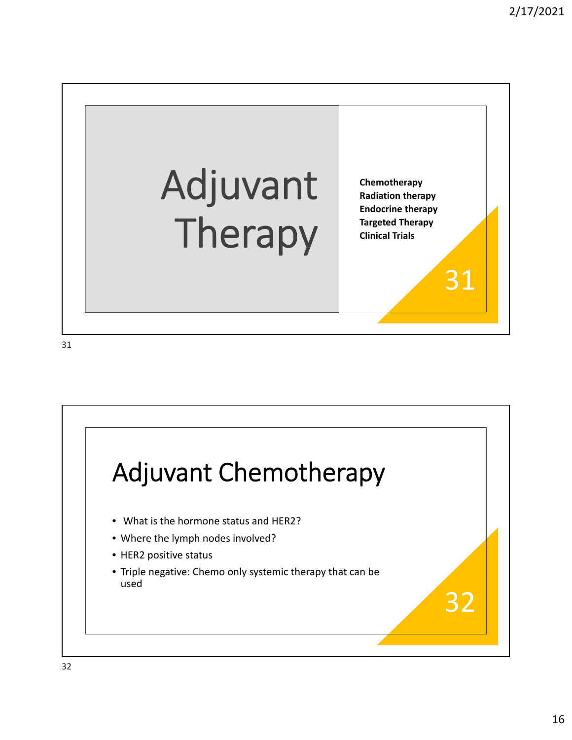# Adjuvant Therapy

**Chemotherapy**
**Radiation therapy**
**Endocrine therapy**
**Targeted Therapy**
**Clinical Trials**

## Adjuvant Chemotherapy

- What is the hormone status and HER2?
- Where the lymph nodes involved?
- HER2 positive status
- Triple negative: Chemo only systemic therapy that can be used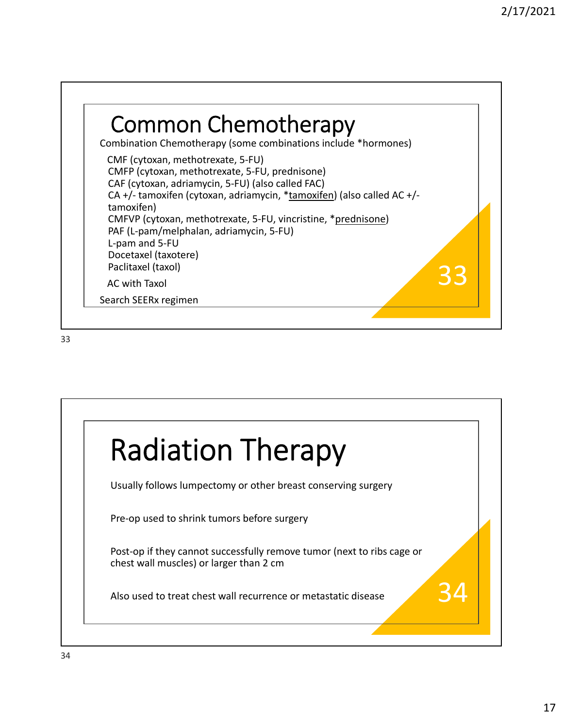# Common Chemotherapy

Combination Chemotherapy (some combinations include *hormones)

- CMF (cytoxan, methotrexate, 5-FU)
- CMFP (cytoxan, methotrexate, 5-FU, prednisone)
- CAF (cytoxan, adriamycin, 5-FU) (also called FAC)
- CA +/- tamoxifen (cytoxan, adriamycin, *tamoxifen) (also called AC +/- tamoxifen)
- CMFVP (cytoxan, methotrexate, 5-FU, vincristine, *prednisone)
- PAF (L-pam/melphalan, adriamycin, 5-FU)
- L-pam and 5-FU
- Docetaxel (taxotere)
- Paclitaxel (taxol)
- AC with Taxol

Search SEERx regimen

# Radiation Therapy

Usually follows lumpectomy or other breast conserving surgery

Pre-op used to shrink tumors before surgery

Post-op if they cannot successfully remove tumor (next to ribs cage or chest wall muscles) or larger than 2 cm

Also used to treat chest wall recurrence or metastatic disease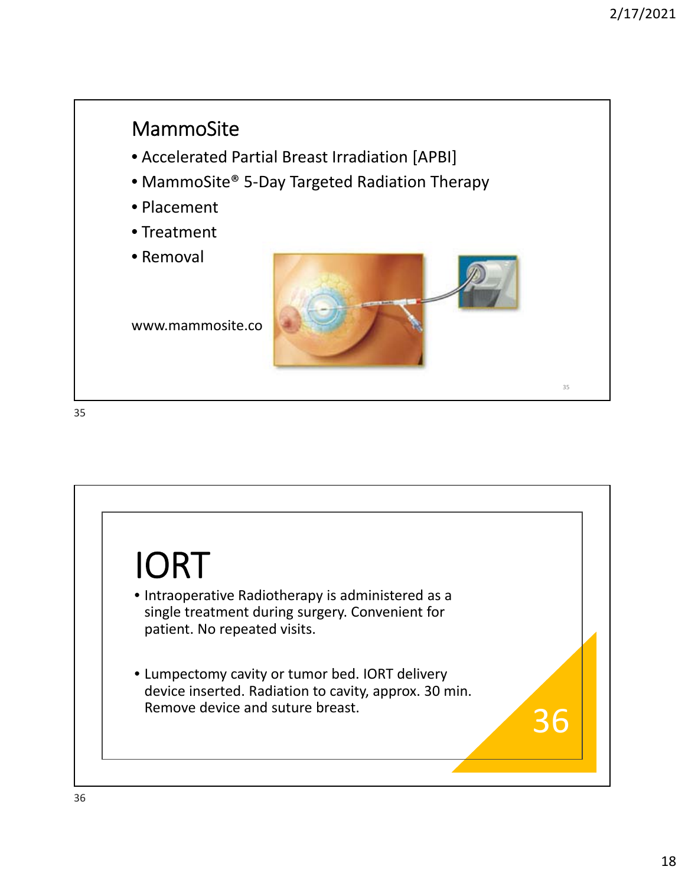## MammoSite

- Accelerated Partial Breast Irradiation [APBI]
- MammoSite® 5-Day Targeted Radiation Therapy
- Placement
- Treatment
- Removal

www.mammosite.co

## IORT

- Intraoperative Radiotherapy is administered as a single treatment during surgery. Convenient for patient. No repeated visits.

- Lumpectomy cavity or tumor bed. IORT delivery device inserted. Radiation to cavity, approx. 30 min. Remove device and suture breast.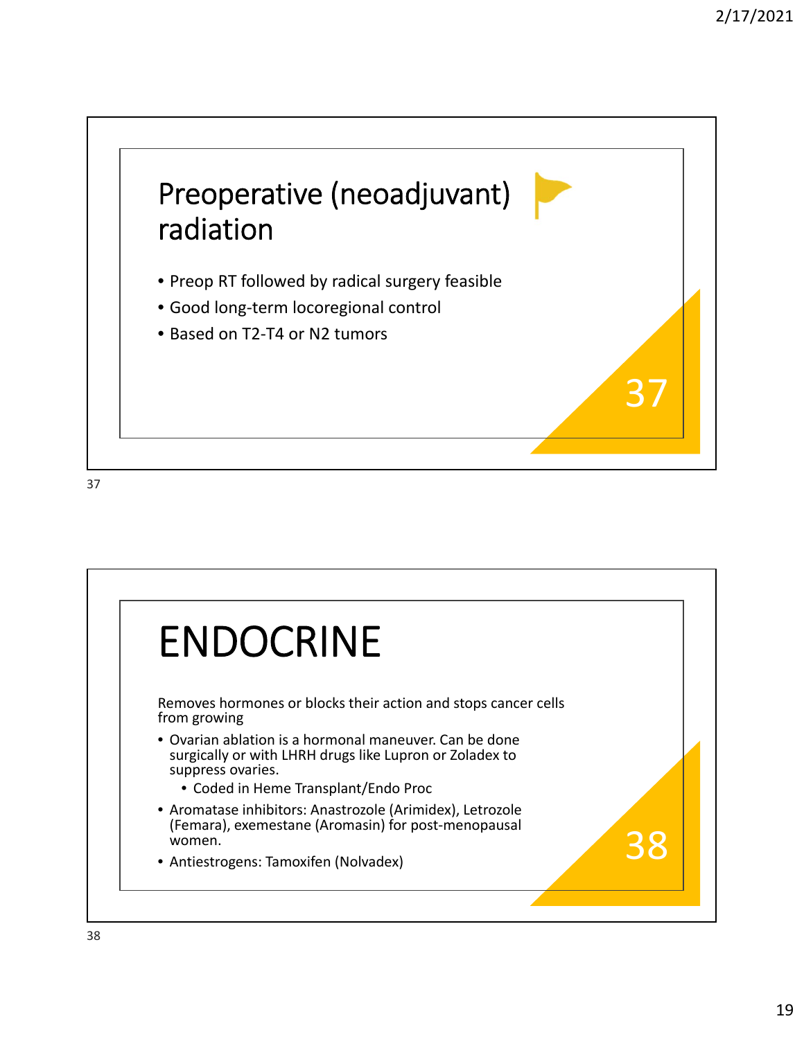## Preoperative (neoadjuvant) radiation

- Preop RT followed by radical surgery feasible
- Good long-term locoregional control
- Based on T2-T4 or N2 tumors

## ENDOCRINE

Removes hormones or blocks their action and stops cancer cells from growing

- Ovarian ablation is a hormonal maneuver. Can be done surgically or with LHRH drugs like Lupron or Zoladex to suppress ovaries.
  - Coded in Heme Transplant/Endo Proc
- Aromatase inhibitors: Anastrozole (Arimidex), Letrozole (Femara), exemestane (Aromasin) for post-menopausal women.
- Antiestrogens: Tamoxifen (Nolvadex)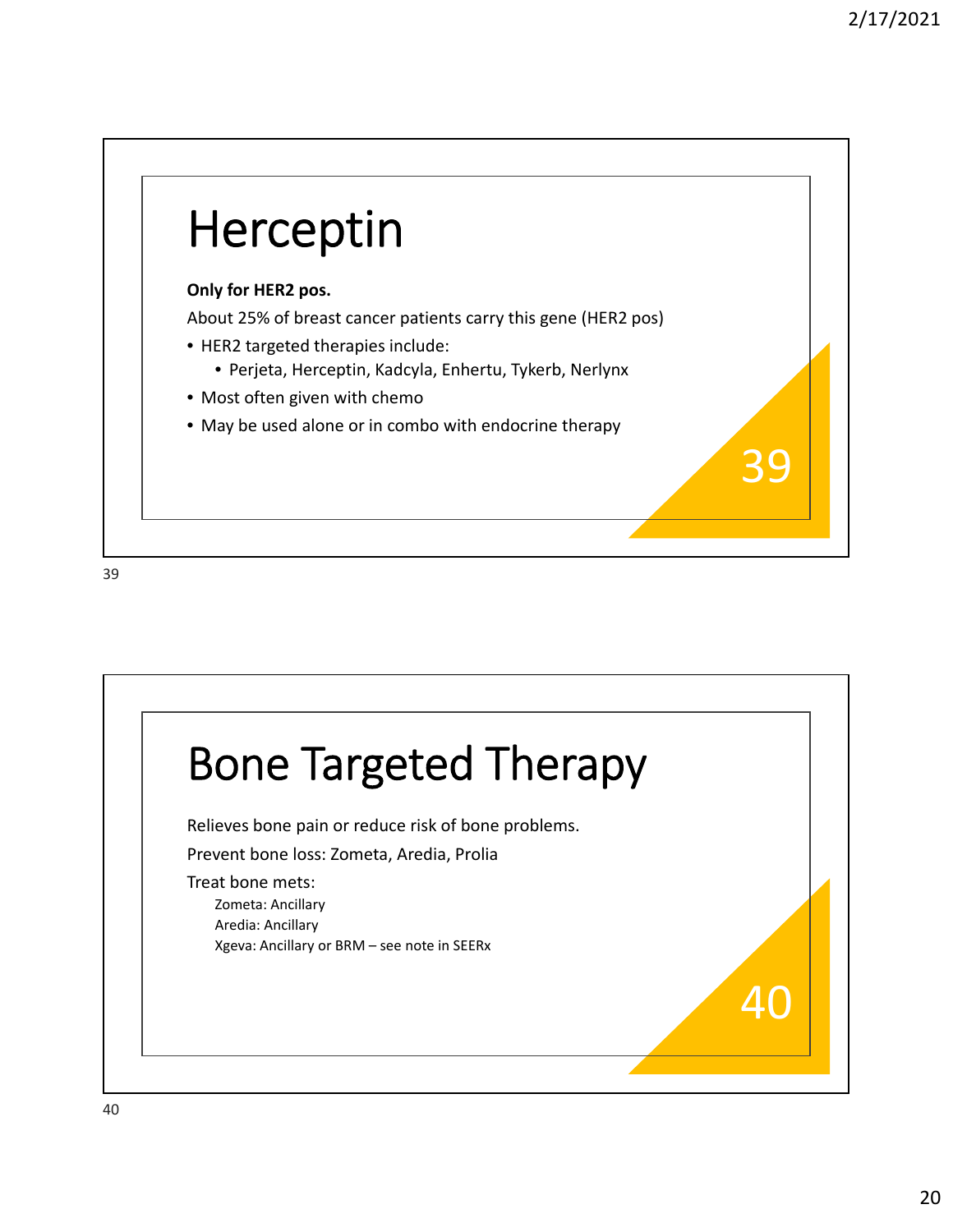# Herceptin

**Only for HER2 pos.**

About 25% of breast cancer patients carry this gene (HER2 pos)

- HER2 targeted therapies include:
  - Perjeta, Herceptin, Kadcyla, Enhertu, Tykerb, Nerlynx
- Most often given with chemo
- May be used alone or in combo with endocrine therapy

# Bone Targeted Therapy

Relieves bone pain or reduce risk of bone problems.

Prevent bone loss: Zometa, Aredia, Prolia

Treat bone mets:

Zometa: Ancillary
Aredia: Ancillary
Xgeva: Ancillary or BRM – see note in SEERx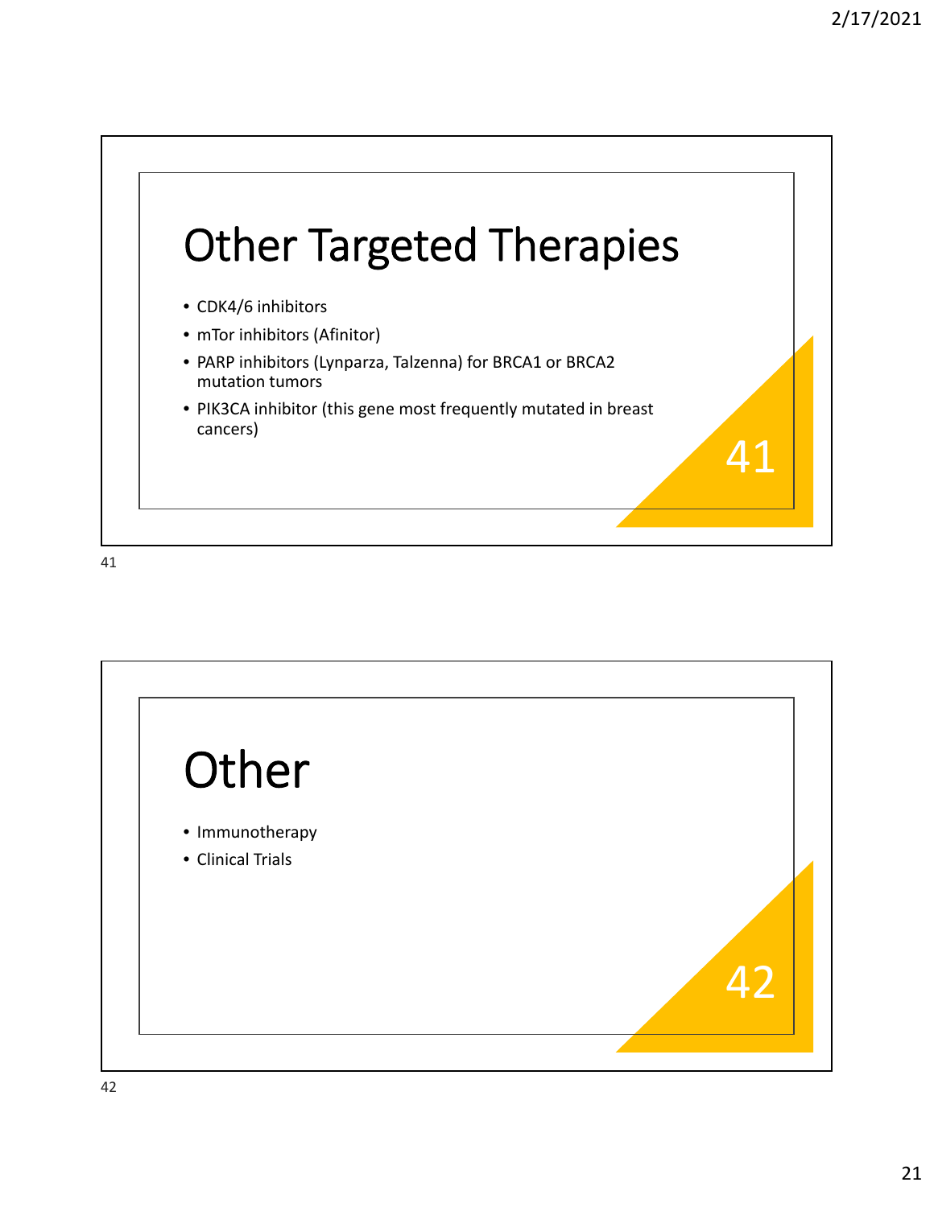# Other Targeted Therapies

- CDK4/6 inhibitors
- mTor inhibitors (Afinitor)
- PARP inhibitors (Lynparza, Talzenna) for BRCA1 or BRCA2 mutation tumors
- PIK3CA inhibitor (this gene most frequently mutated in breast cancers)

# Other

- Immunotherapy
- Clinical Trials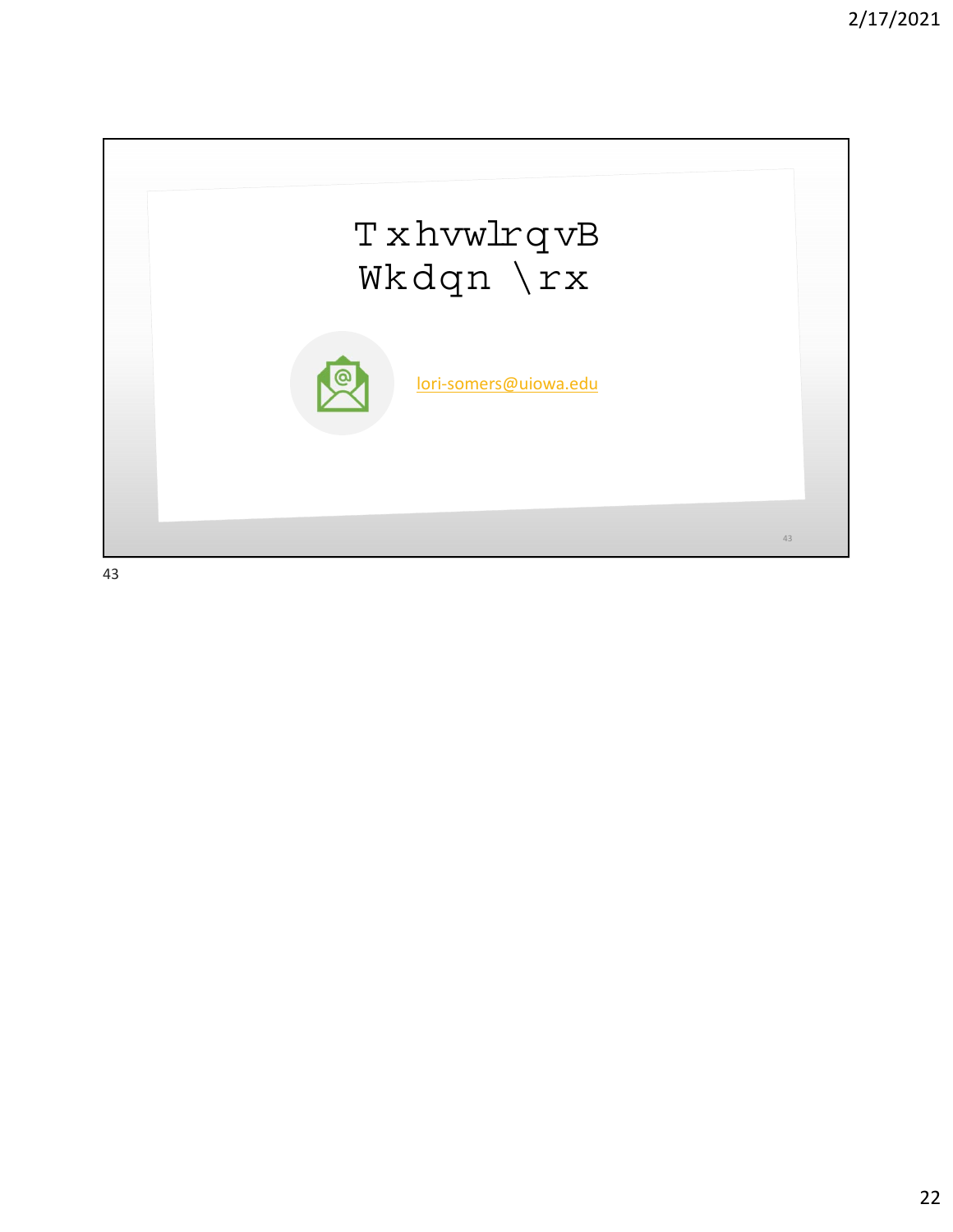# TxhvwlrqvB
# Wkdqn \rx

lori-somers@uiowa.edu